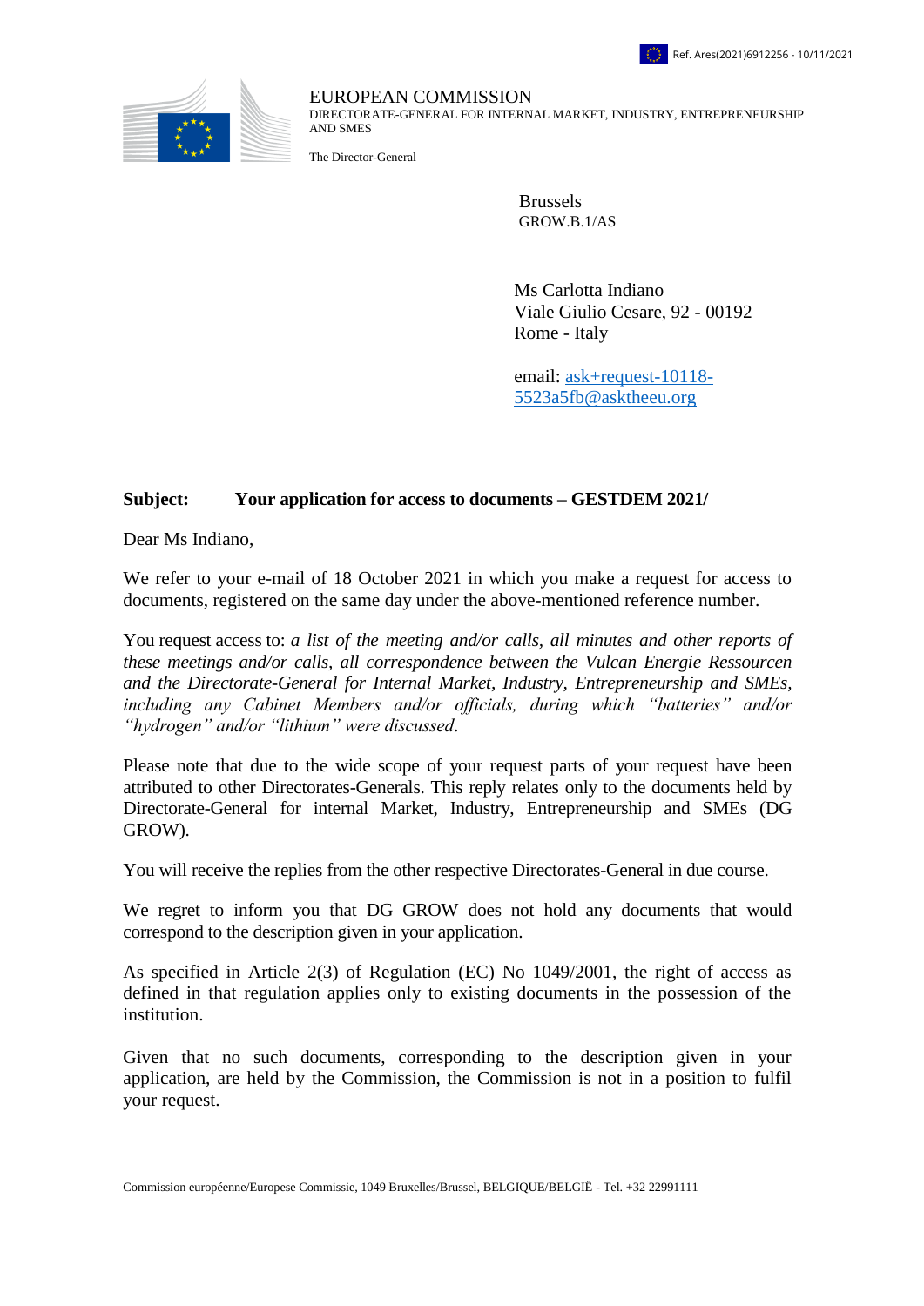Ref. Ares(2021)6912256 - 10/11/2021

EUROPEAN COMMISSION
DIRECTORATE-GENERAL FOR INTERNAL MARKET, INDUSTRY, ENTREPRENEURSHIP AND SMES

The Director-General

Brussels
GROW.B.1/AS

Ms Carlotta Indiano
Viale Giulio Cesare, 92 - 00192
Rome - Italy

email: ask+request-10118-5523a5fb@asktheeu.org

**Subject: Your application for access to documents – GESTDEM 2021/**

Dear Ms Indiano,

We refer to your e-mail of 18 October 2021 in which you make a request for access to documents, registered on the same day under the above-mentioned reference number.

You request access to: *a list of the meeting and/or calls, all minutes and other reports of these meetings and/or calls, all correspondence between the Vulcan Energie Ressourcen and the Directorate-General for Internal Market, Industry, Entrepreneurship and SMEs, including any Cabinet Members and/or officials, during which "batteries" and/or "hydrogen" and/or "lithium" were discussed.*

Please note that due to the wide scope of your request parts of your request have been attributed to other Directorates-Generals. This reply relates only to the documents held by Directorate-General for internal Market, Industry, Entrepreneurship and SMEs (DG GROW).

You will receive the replies from the other respective Directorates-General in due course.

We regret to inform you that DG GROW does not hold any documents that would correspond to the description given in your application.

As specified in Article 2(3) of Regulation (EC) No 1049/2001, the right of access as defined in that regulation applies only to existing documents in the possession of the institution.

Given that no such documents, corresponding to the description given in your application, are held by the Commission, the Commission is not in a position to fulfil your request.

Commission européenne/Europese Commissie, 1049 Bruxelles/Brussel, BELGIQUE/BELGIË - Tel. +32 22991111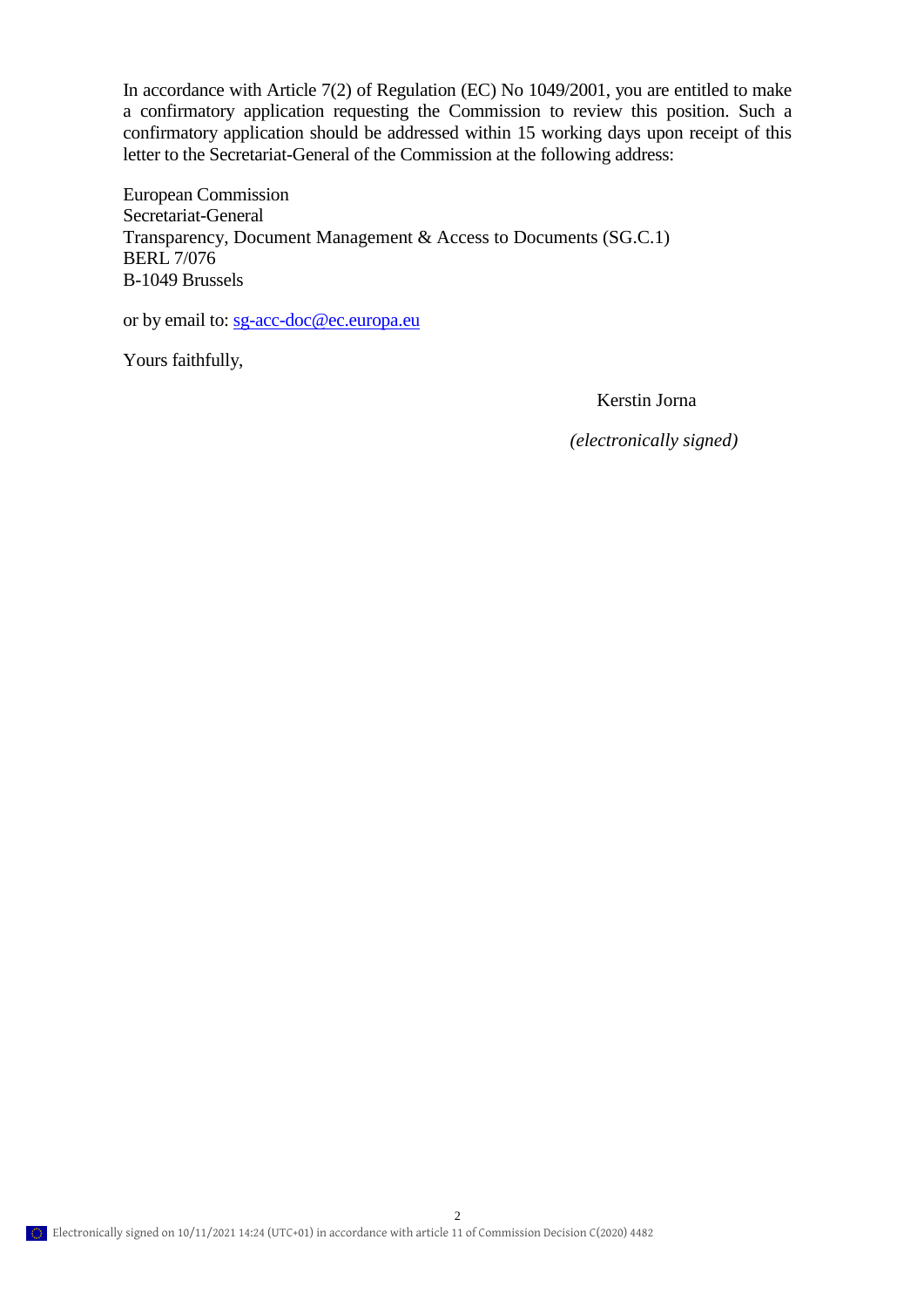In accordance with Article 7(2) of Regulation (EC) No 1049/2001, you are entitled to make a confirmatory application requesting the Commission to review this position. Such a confirmatory application should be addressed within 15 working days upon receipt of this letter to the Secretariat-General of the Commission at the following address:

European Commission  
Secretariat-General  
Transparency, Document Management & Access to Documents (SG.C.1)  
BERL 7/076  
B-1049 Brussels

or by email to: sg-acc-doc@ec.europa.eu

Yours faithfully,

Kerstin Jorna

*(electronically signed)*

Electronically signed on 10/11/2021 14:24 (UTC+01) in accordance with article 11 of Commission Decision C(2020) 4482